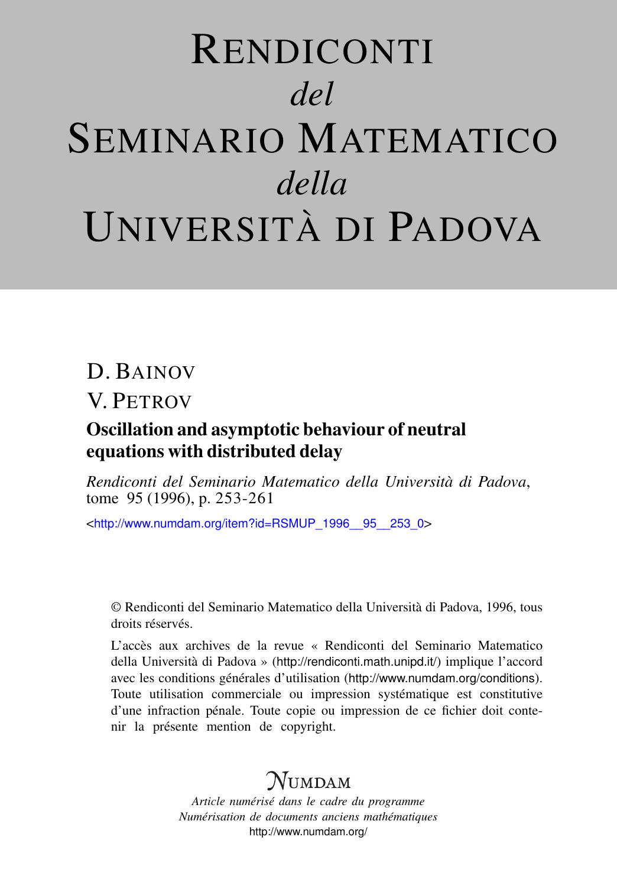# Rendiconti *del* Seminario Matematico *della* Università di Padova

D. Bainov

V. Petrov

## Oscillation and asymptotic behaviour of neutral equations with distributed delay

*Rendiconti del Seminario Matematico della Università di Padova*, tome 95 (1996), p. 253-261

<http://www.numdam.org/item?id=RSMUP_1996__95__253_0>

© Rendiconti del Seminario Matematico della Università di Padova, 1996, tous droits réservés.

L'accès aux archives de la revue « Rendiconti del Seminario Matematico della Università di Padova » (http://rendiconti.math.unipd.it/) implique l'accord avec les conditions générales d'utilisation (http://www.numdam.org/conditions). Toute utilisation commerciale ou impression systématique est constitutive d'une infraction pénale. Toute copie ou impression de ce fichier doit contenir la présente mention de copyright.

NUMDAM

*Article numérisé dans le cadre du programme*
*Numérisation de documents anciens mathématiques*
http://www.numdam.org/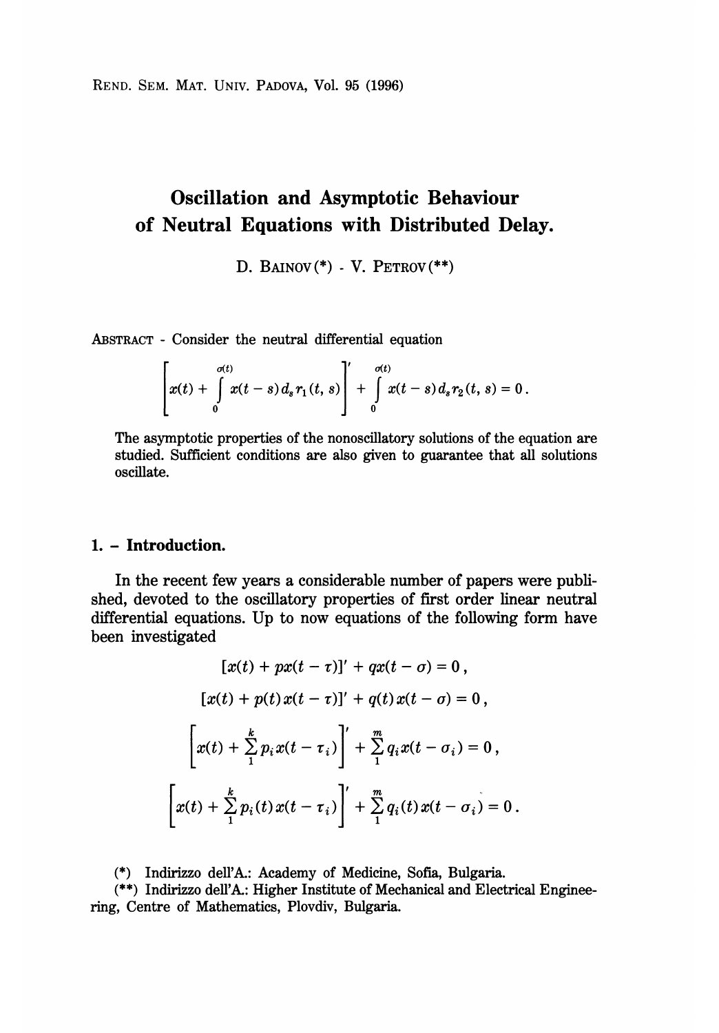# Oscillation and Asymptotic Behaviour of Neutral Equations with Distributed Delay.

D. BAINOV (*) - V. PETROV (**)

ABSTRACT - Consider the neutral differential equation

$$\left[x(t) + \int_0^{\sigma(t)} x(t-s)\, d_s r_1(t,s)\right]' + \int_0^{\sigma(t)} x(t-s)\, d_s r_2(t,s) = 0\,.$$

The asymptotic properties of the nonoscillatory solutions of the equation are studied. Sufficient conditions are also given to guarantee that all solutions oscillate.

## 1. - Introduction.

In the recent few years a considerable number of papers were published, devoted to the oscillatory properties of first order linear neutral differential equations. Up to now equations of the following form have been investigated

$$[x(t) + px(t-\tau)]' + qx(t-\sigma) = 0\,,$$

$$[x(t) + p(t)x(t-\tau)]' + q(t)x(t-\sigma) = 0\,,$$

$$\left[x(t) + \sum_1^k p_i x(t-\tau_i)\right]' + \sum_1^m q_i x(t-\sigma_i) = 0\,,$$

$$\left[x(t) + \sum_1^k p_i(t) x(t-\tau_i)\right]' + \sum_1^m q_i(t) x(t-\sigma_i) = 0\,.$$

(*) Indirizzo dell'A.: Academy of Medicine, Sofia, Bulgaria.

(**) Indirizzo dell'A.: Higher Institute of Mechanical and Electrical Engineering, Centre of Mathematics, Plovdiv, Bulgaria.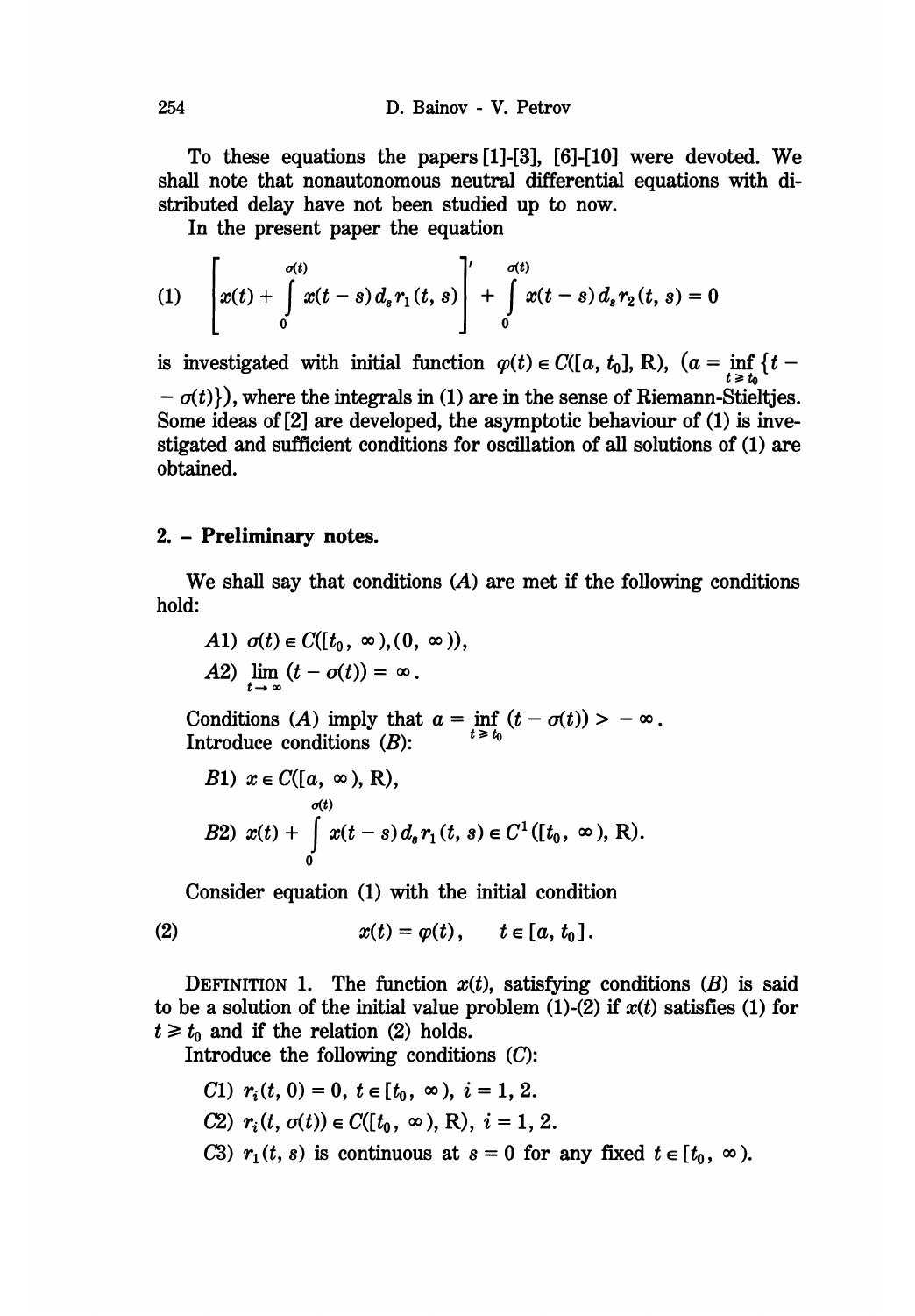To these equations the papers [1]-[3], [6]-[10] were devoted. We shall note that nonautonomous neutral differential equations with distributed delay have not been studied up to now.

In the present paper the equation

$$\left[x(t) + \int_0^{\sigma(t)} x(t-s)\, d_s r_1(t,s)\right]' + \int_0^{\sigma(t)} x(t-s)\, d_s r_2(t,s) = 0 \tag{1}$$

is investigated with initial function $\varphi(t) \in C([a, t_0], \mathrm{R})$, $(a = \inf_{t \geq t_0} \{t - \sigma(t)\})$, where the integrals in (1) are in the sense of Riemann-Stieltjes. Some ideas of [2] are developed, the asymptotic behaviour of (1) is investigated and sufficient conditions for oscillation of all solutions of (1) are obtained.

## 2. - Preliminary notes.

We shall say that conditions $(A)$ are met if the following conditions hold:

$A1)$ $\sigma(t) \in C([t_0, \infty), (0, \infty))$,

$A2)$ $\lim_{t \to \infty} (t - \sigma(t)) = \infty$.

Conditions $(A)$ imply that $a = \inf_{t \geq t_0} (t - \sigma(t)) > -\infty$.

Introduce conditions $(B)$:

$B1)$ $x \in C([a, \infty), \mathrm{R})$,

$B2)$ $x(t) + \int_0^{\sigma(t)} x(t-s)\, d_s r_1(t,s) \in C^1([t_0, \infty), \mathrm{R})$.

Consider equation (1) with the initial condition

$$x(t) = \varphi(t), \qquad t \in [a, t_0]. \tag{2}$$

DEFINITION 1. The function $x(t)$, satisfying conditions $(B)$ is said to be a solution of the initial value problem (1)-(2) if $x(t)$ satisfies (1) for $t \geq t_0$ and if the relation (2) holds.

Introduce the following conditions $(C)$:

$C1)$ $r_i(t, 0) = 0$, $t \in [t_0, \infty)$, $i = 1, 2$.

$C2)$ $r_i(t, \sigma(t)) \in C([t_0, \infty), \mathrm{R})$, $i = 1, 2$.

$C3)$ $r_1(t, s)$ is continuous at $s = 0$ for any fixed $t \in [t_0, \infty)$.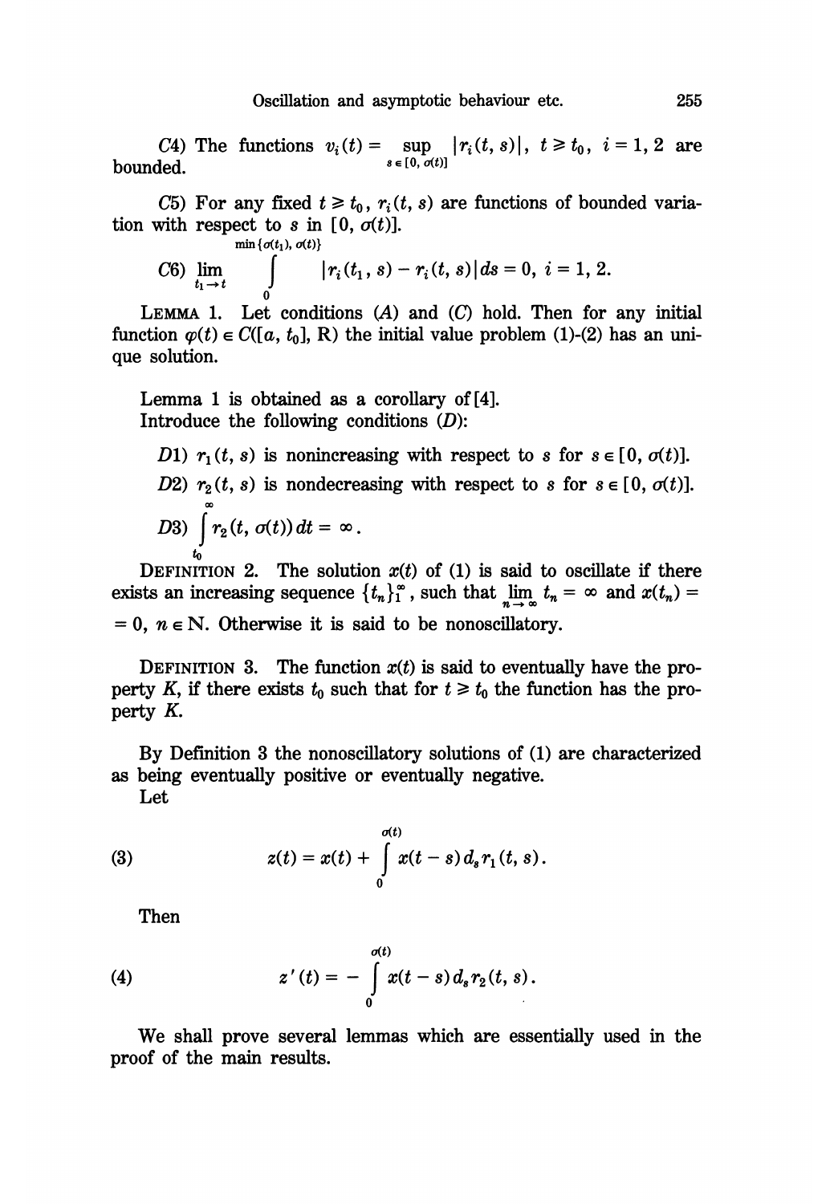C4) The functions $v_i(t) = \sup\limits_{s \in [0, \sigma(t)]} |r_i(t, s)|$, $t \geq t_0$, $i = 1, 2$ are bounded.

C5) For any fixed $t \geq t_0$, $r_i(t, s)$ are functions of bounded variation with respect to $s$ in $[0, \sigma(t)]$.

C6) $\lim\limits_{t_1 \to t} \int\limits_0^{\min\{\sigma(t_1), \sigma(t)\}} |r_i(t_1, s) - r_i(t, s)| \, ds = 0$, $i = 1, 2$.

LEMMA 1. Let conditions (*A*) and (*C*) hold. Then for any initial function $\varphi(t) \in C([a, t_0], \mathrm{R})$ the initial value problem (1)-(2) has an unique solution.

Lemma 1 is obtained as a corollary of [4].

Introduce the following conditions (*D*):

*D*1) $r_1(t, s)$ is nonincreasing with respect to $s$ for $s \in [0, \sigma(t)]$.

*D*2) $r_2(t, s)$ is nondecreasing with respect to $s$ for $s \in [0, \sigma(t)]$.

*D*3) $\int\limits_{t_0}^{\infty} r_2(t, \sigma(t)) \, dt = \infty$.

DEFINITION 2. The solution $x(t)$ of (1) is said to oscillate if there exists an increasing sequence $\{t_n\}_1^\infty$, such that $\lim\limits_{n \to \infty} t_n = \infty$ and $x(t_n) = 0$, $n \in \mathrm{N}$. Otherwise it is said to be nonoscillatory.

DEFINITION 3. The function $x(t)$ is said to eventually have the property *K*, if there exists $t_0$ such that for $t \geq t_0$ the function has the property *K*.

By Definition 3 the nonoscillatory solutions of (1) are characterized as being eventually positive or eventually negative.

Let

$$z(t) = x(t) + \int\limits_0^{\sigma(t)} x(t - s) \, d_s r_1(t, s). \tag{3}$$

Then

$$z'(t) = -\int\limits_0^{\sigma(t)} x(t - s) \, d_s r_2(t, s). \tag{4}$$

We shall prove several lemmas which are essentially used in the proof of the main results.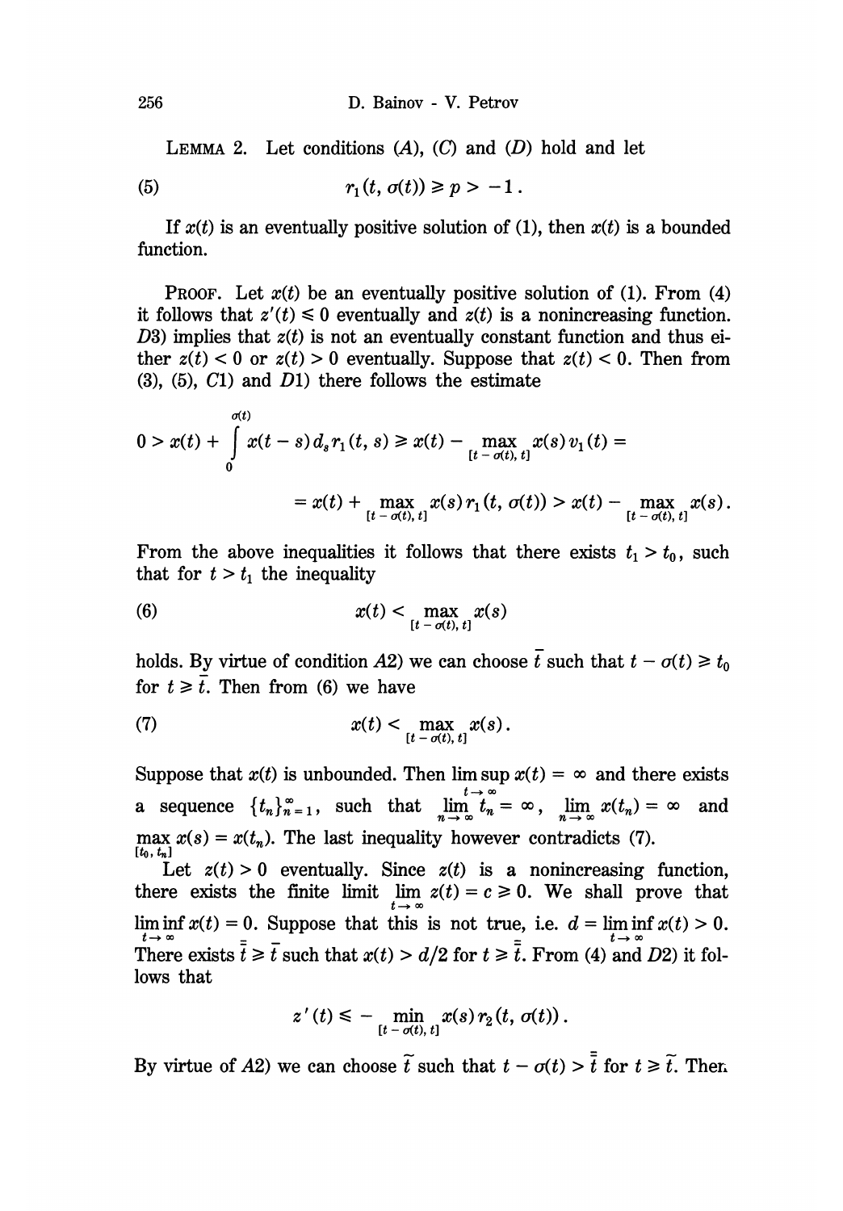LEMMA 2. Let conditions $(A)$, $(C)$ and $(D)$ hold and let

$$r_1(t, \sigma(t)) \geqslant p > -1 . \tag{5}$$

If $x(t)$ is an eventually positive solution of (1), then $x(t)$ is a bounded function.

PROOF. Let $x(t)$ be an eventually positive solution of (1). From (4) it follows that $z'(t) \leqslant 0$ eventually and $z(t)$ is a nonincreasing function. $D3)$ implies that $z(t)$ is not an eventually constant function and thus either $z(t) < 0$ or $z(t) > 0$ eventually. Suppose that $z(t) < 0$. Then from (3), (5), $C1)$ and $D1)$ there follows the estimate

$$0 > x(t) + \int_0^{\sigma(t)} x(t-s)\, d_s r_1(t, s) \geqslant x(t) - \max_{[t-\sigma(t),\, t]} x(s)\, v_1(t) =$$

$$= x(t) + \max_{[t-\sigma(t),\, t]} x(s)\, r_1(t, \sigma(t)) > x(t) - \max_{[t-\sigma(t),\, t]} x(s) .$$

From the above inequalities it follows that there exists $t_1 > t_0$, such that for $t > t_1$ the inequality

$$x(t) < \max_{[t-\sigma(t),\, t]} x(s) \tag{6}$$

holds. By virtue of condition $A2)$ we can choose $\bar{t}$ such that $t - \sigma(t) \geqslant t_0$ for $t \geqslant \bar{t}$. Then from (6) we have

$$x(t) < \max_{[t-\sigma(t),\, t]} x(s) . \tag{7}$$

Suppose that $x(t)$ is unbounded. Then $\limsup_{t\to\infty} x(t) = \infty$ and there exists a sequence $\{t_n\}_{n=1}^{\infty}$, such that $\lim_{n\to\infty} t_n = \infty$, $\lim_{n\to\infty} x(t_n) = \infty$ and $\max_{[t_0,\, t_n]} x(s) = x(t_n)$. The last inequality however contradicts (7).

Let $z(t) > 0$ eventually. Since $z(t)$ is a nonincreasing function, there exists the finite limit $\lim_{t\to\infty} z(t) = c \geqslant 0$. We shall prove that $\liminf_{t\to\infty} x(t) = 0$. Suppose that this is not true, i.e. $d = \liminf_{t\to\infty} x(t) > 0$. There exists $\bar{\bar{t}} \geqslant \bar{t}$ such that $x(t) > d/2$ for $t \geqslant \bar{\bar{t}}$. From (4) and $D2)$ it follows that

$$z'(t) \leqslant -\min_{[t-\sigma(t),\, t]} x(s)\, r_2(t, \sigma(t)) .$$

By virtue of $A2)$ we can choose $\tilde{t}$ such that $t - \sigma(t) > \bar{\bar{t}}$ for $t \geqslant \tilde{t}$. Then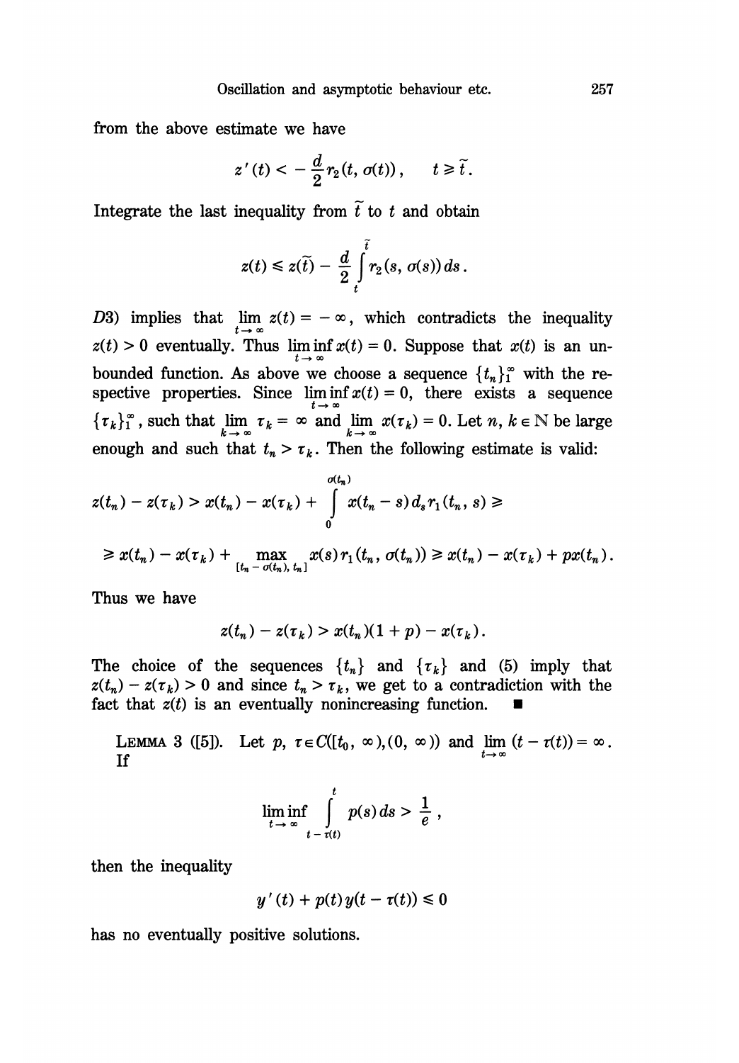from the above estimate we have

$$z'(t) < -\frac{d}{2} r_2(t, \sigma(t)), \qquad t \geq \tilde{t}.$$

Integrate the last inequality from $\tilde{t}$ to $t$ and obtain

$$z(t) \leq z(\tilde{t}) - \frac{d}{2} \int_{t}^{\tilde{t}} r_2(s, \sigma(s))\, ds.$$

$D3$) implies that $\lim_{t \to \infty} z(t) = -\infty$, which contradicts the inequality $z(t) > 0$ eventually. Thus $\liminf_{t \to \infty} x(t) = 0$. Suppose that $x(t)$ is an unbounded function. As above we choose a sequence $\{t_n\}_1^\infty$ with the respective properties. Since $\liminf_{t \to \infty} x(t) = 0$, there exists a sequence $\{\tau_k\}_1^\infty$, such that $\lim_{k \to \infty} \tau_k = \infty$ and $\lim_{k \to \infty} x(\tau_k) = 0$. Let $n, k \in \mathbb{N}$ be large enough and such that $t_n > \tau_k$. Then the following estimate is valid:

$$z(t_n) - z(\tau_k) > x(t_n) - x(\tau_k) + \int_0^{\sigma(t_n)} x(t_n - s)\, d_s r_1(t_n, s) \geq$$

$$\geq x(t_n) - x(\tau_k) + \max_{[t_n - \sigma(t_n),\, t_n]} x(s)\, r_1(t_n, \sigma(t_n)) \geq x(t_n) - x(\tau_k) + p x(t_n).$$

Thus we have

$$z(t_n) - z(\tau_k) > x(t_n)(1 + p) - x(\tau_k).$$

The choice of the sequences $\{t_n\}$ and $\{\tau_k\}$ and (5) imply that $z(t_n) - z(\tau_k) > 0$ and since $t_n > \tau_k$, we get to a contradiction with the fact that $z(t)$ is an eventually nonincreasing function. ■

LEMMA 3 ([5]). Let $p, \tau \in C([t_0, \infty), (0, \infty))$ and $\lim_{t \to \infty} (t - \tau(t)) = \infty$. If

$$\liminf_{t \to \infty} \int_{t - \tau(t)}^{t} p(s)\, ds > \frac{1}{e},$$

then the inequality

$$y'(t) + p(t) y(t - \tau(t)) \leq 0$$

has no eventually positive solutions.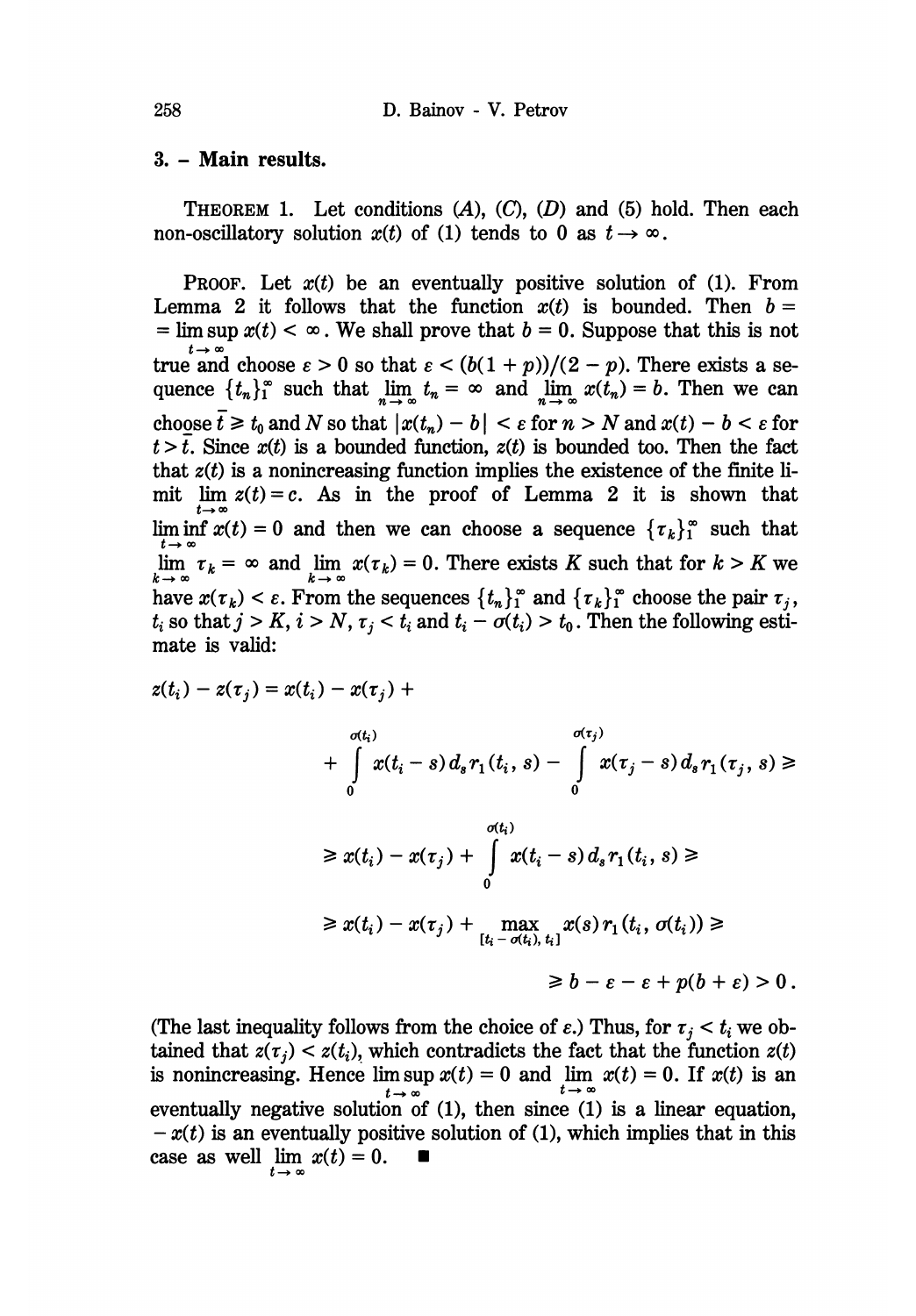## 3. - Main results.

THEOREM 1. Let conditions $(A)$, $(C)$, $(D)$ and (5) hold. Then each non-oscillatory solution $x(t)$ of (1) tends to 0 as $t \to \infty$.

PROOF. Let $x(t)$ be an eventually positive solution of (1). From Lemma 2 it follows that the function $x(t)$ is bounded. Then $b = \limsup_{t \to \infty} x(t) < \infty$. We shall prove that $b = 0$. Suppose that this is not true and choose $\varepsilon > 0$ so that $\varepsilon < (b(1+p))/(2-p)$. There exists a sequence $\{t_n\}_1^\infty$ such that $\lim_{n \to \infty} t_n = \infty$ and $\lim_{n \to \infty} x(t_n) = b$. Then we can choose $\bar{t} \geq t_0$ and $N$ so that $|x(t_n) - b| < \varepsilon$ for $n > N$ and $x(t) - b < \varepsilon$ for $t > \bar{t}$. Since $x(t)$ is a bounded function, $z(t)$ is bounded too. Then the fact that $z(t)$ is a nonincreasing function implies the existence of the finite limit $\lim_{t \to \infty} z(t) = c$. As in the proof of Lemma 2 it is shown that $\liminf_{t \to \infty} x(t) = 0$ and then we can choose a sequence $\{\tau_k\}_1^\infty$ such that $\lim_{k \to \infty} \tau_k = \infty$ and $\lim_{k \to \infty} x(\tau_k) = 0$. There exists $K$ such that for $k > K$ we have $x(\tau_k) < \varepsilon$. From the sequences $\{t_n\}_1^\infty$ and $\{\tau_k\}_1^\infty$ choose the pair $\tau_j$, $t_i$ so that $j > K$, $i > N$, $\tau_j < t_i$ and $t_i - \sigma(t_i) > t_0$. Then the following estimate is valid:

$$
\begin{aligned}
z(t_i) - z(\tau_j) &= x(t_i) - x(\tau_j) + \\
&\quad + \int_0^{\sigma(t_i)} x(t_i - s)\, d_s r_1(t_i, s) - \int_0^{\sigma(\tau_j)} x(\tau_j - s)\, d_s r_1(\tau_j, s) \geq \\
&\geq x(t_i) - x(\tau_j) + \int_0^{\sigma(t_i)} x(t_i - s)\, d_s r_1(t_i, s) \geq \\
&\geq x(t_i) - x(\tau_j) + \max_{[t_i - \sigma(t_i),\, t_i]} x(s)\, r_1(t_i, \sigma(t_i)) \geq \\
&\geq b - \varepsilon - \varepsilon + p(b + \varepsilon) > 0 .
\end{aligned}
$$

(The last inequality follows from the choice of $\varepsilon$.) Thus, for $\tau_j < t_i$ we obtained that $z(\tau_j) < z(t_i)$, which contradicts the fact that the function $z(t)$ is nonincreasing. Hence $\limsup_{t \to \infty} x(t) = 0$ and $\lim_{t \to \infty} x(t) = 0$. If $x(t)$ is an eventually negative solution of (1), then since (1) is a linear equation, $-x(t)$ is an eventually positive solution of (1), which implies that in this case as well $\lim_{t \to \infty} x(t) = 0$. ∎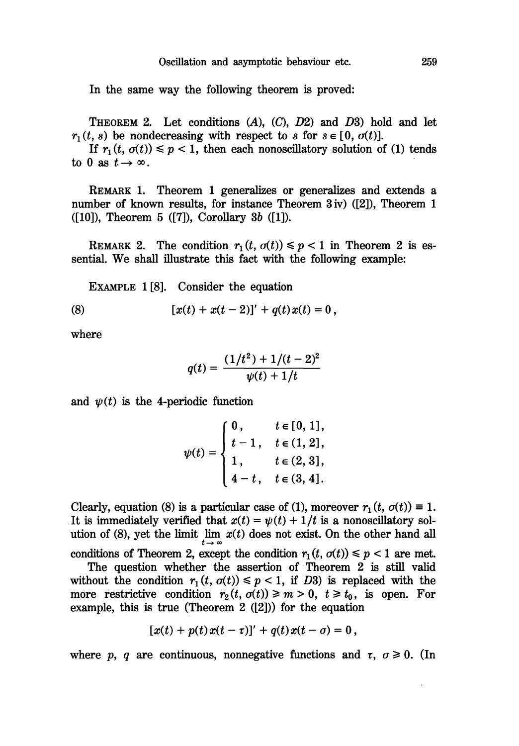In the same way the following theorem is proved:

THEOREM 2. Let conditions (*A*), (*C*), *D*2) and *D*3) hold and let $r_1(t, s)$ be nondecreasing with respect to $s$ for $s \in [0, \sigma(t)]$.

If $r_1(t, \sigma(t)) \leqslant p < 1$, then each nonoscillatory solution of (1) tends to 0 as $t \to \infty$.

REMARK 1. Theorem 1 generalizes or generalizes and extends a number of known results, for instance Theorem 3 iv) ([2]), Theorem 1 ([10]), Theorem 5 ([7]), Corollary 3*b* ([1]).

REMARK 2. The condition $r_1(t, \sigma(t)) \leqslant p < 1$ in Theorem 2 is essential. We shall illustrate this fact with the following example:

EXAMPLE 1 [8]. Consider the equation

$$[x(t) + x(t-2)]' + q(t)x(t) = 0, \tag{8}$$

where

$$q(t) = \frac{(1/t^2) + 1/(t-2)^2}{\psi(t) + 1/t}$$

and $\psi(t)$ is the 4-periodic function

$$\psi(t) = \begin{cases} 0, & t \in [0, 1], \\ t - 1, & t \in (1, 2], \\ 1, & t \in (2, 3], \\ 4 - t, & t \in (3, 4]. \end{cases}$$

Clearly, equation (8) is a particular case of (1), moreover $r_1(t, \sigma(t)) \equiv 1$. It is immediately verified that $x(t) = \psi(t) + 1/t$ is a nonoscillatory solution of (8), yet the limit $\lim_{t \to \infty} x(t)$ does not exist. On the other hand all conditions of Theorem 2, except the condition $r_1(t, \sigma(t)) \leqslant p < 1$ are met.

The question whether the assertion of Theorem 2 is still valid without the condition $r_1(t, \sigma(t)) \leqslant p < 1$, if *D*3) is replaced with the more restrictive condition $r_2(t, \sigma(t)) \geqslant m > 0$, $t \geqslant t_0$, is open. For example, this is true (Theorem 2 ([2])) for the equation

$$[x(t) + p(t)x(t - \tau)]' + q(t)x(t - \sigma) = 0,$$

where $p$, $q$ are continuous, nonnegative functions and $\tau$, $\sigma \geqslant 0$. (In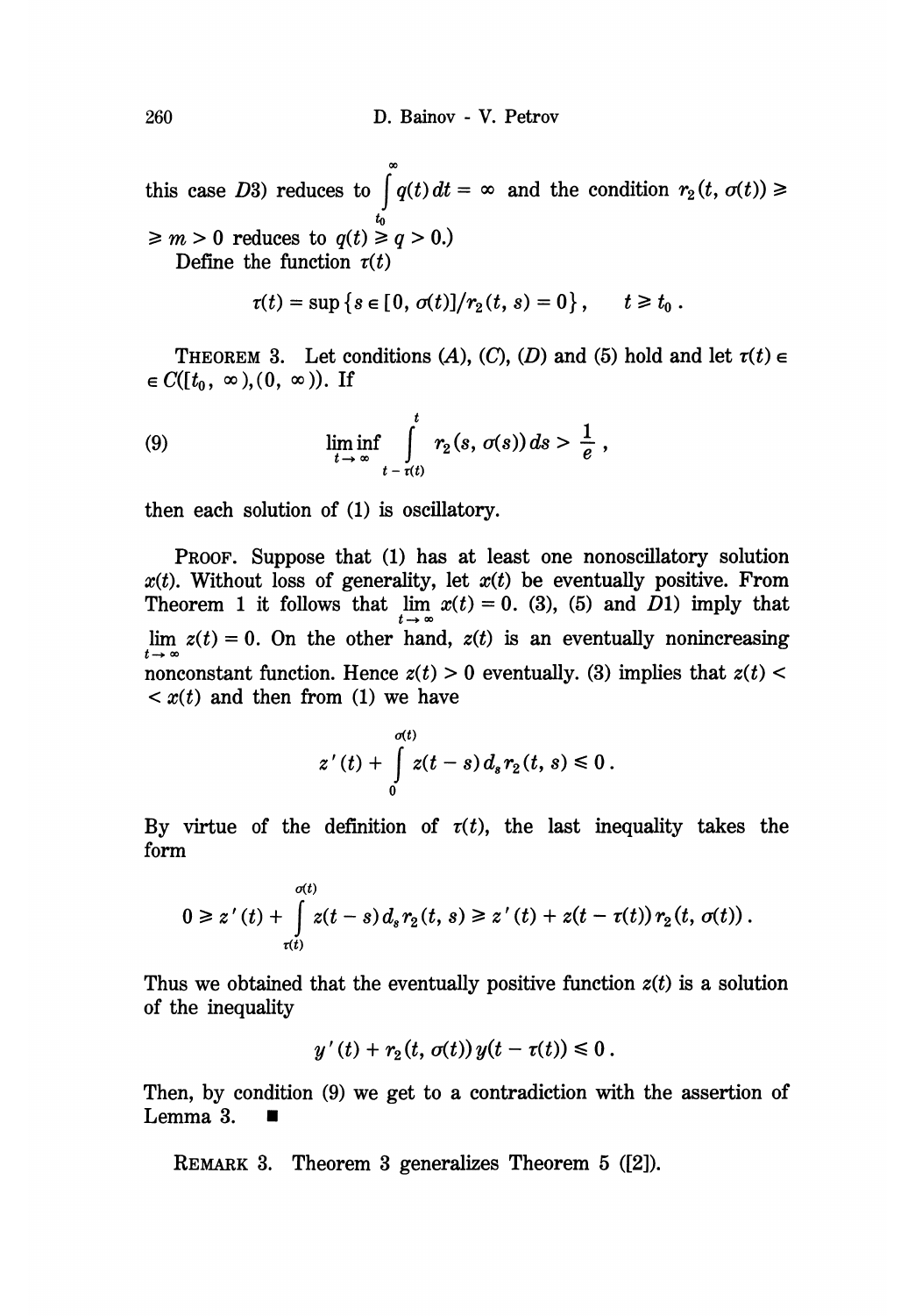this case $D3$) reduces to $\int_{t_0}^{\infty} q(t)\, dt = \infty$ and the condition $r_2(t, \sigma(t)) \geq m > 0$ reduces to $q(t) \geq q > 0$.)

Define the function $\tau(t)$

$$\tau(t) = \sup \{ s \in [0, \sigma(t)] / r_2(t, s) = 0 \}, \qquad t \geq t_0 .$$

THEOREM 3. Let conditions $(A)$, $(C)$, $(D)$ and (5) hold and let $\tau(t) \in C([t_0, \infty), (0, \infty))$. If

$$\liminf_{t \to \infty} \int_{t - \tau(t)}^{t} r_2(s, \sigma(s))\, ds > \frac{1}{e}, \tag{9}$$

then each solution of (1) is oscillatory.

PROOF. Suppose that (1) has at least one nonoscillatory solution $x(t)$. Without loss of generality, let $x(t)$ be eventually positive. From Theorem 1 it follows that $\lim_{t \to \infty} x(t) = 0$. (3), (5) and $D1$) imply that $\lim_{t \to \infty} z(t) = 0$. On the other hand, $z(t)$ is an eventually nonincreasing nonconstant function. Hence $z(t) > 0$ eventually. (3) implies that $z(t) < x(t)$ and then from (1) we have

$$z'(t) + \int_0^{\sigma(t)} z(t - s)\, d_s r_2(t, s) \leq 0 .$$

By virtue of the definition of $\tau(t)$, the last inequality takes the form

$$0 \geq z'(t) + \int_{\tau(t)}^{\sigma(t)} z(t - s)\, d_s r_2(t, s) \geq z'(t) + z(t - \tau(t))\, r_2(t, \sigma(t)) .$$

Thus we obtained that the eventually positive function $z(t)$ is a solution of the inequality

$$y'(t) + r_2(t, \sigma(t))\, y(t - \tau(t)) \leq 0 .$$

Then, by condition (9) we get to a contradiction with the assertion of Lemma 3. ■

REMARK 3. Theorem 3 generalizes Theorem 5 ([2]).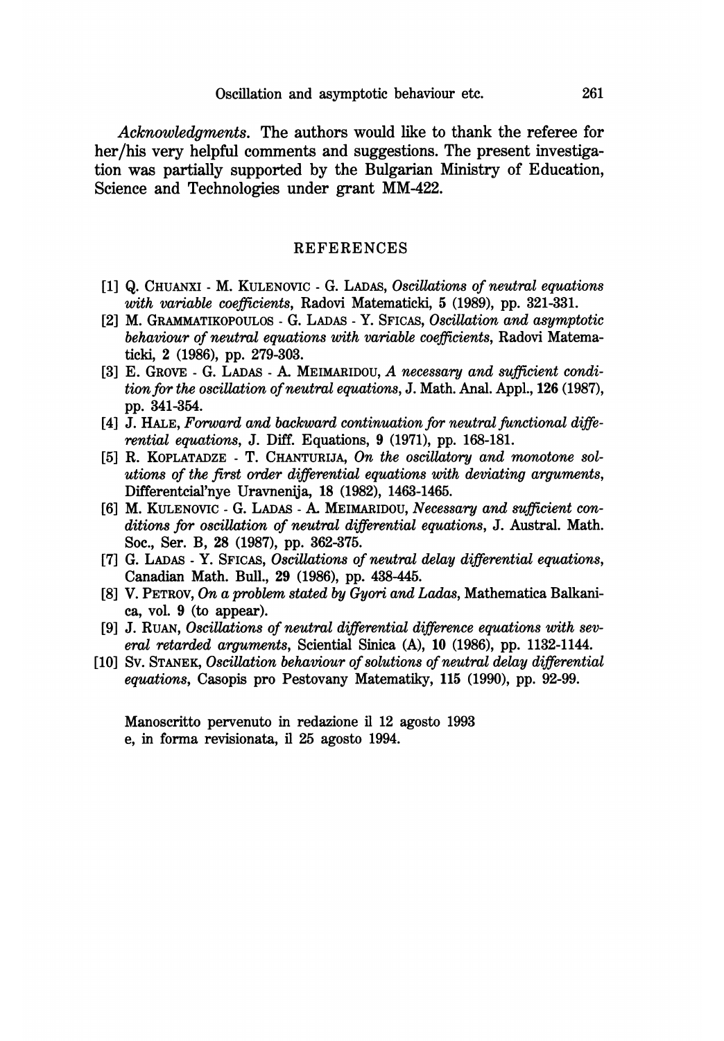*Acknowledgments.* The authors would like to thank the referee for her/his very helpful comments and suggestions. The present investigation was partially supported by the Bulgarian Ministry of Education, Science and Technologies under grant MM-422.

## REFERENCES

[1] Q. Chuanxi - M. Kulenovic - G. Ladas, *Oscillations of neutral equations with variable coefficients*, Radovi Matematicki, 5 (1989), pp. 321-331.

[2] M. Grammatikopoulos - G. Ladas - Y. Sficas, *Oscillation and asymptotic behaviour of neutral equations with variable coefficients*, Radovi Matematicki, 2 (1986), pp. 279-303.

[3] E. Grove - G. Ladas - A. Meimaridou, *A necessary and sufficient condition for the oscillation of neutral equations*, J. Math. Anal. Appl., **126** (1987), pp. 341-354.

[4] J. Hale, *Forward and backward continuation for neutral functional differential equations*, J. Diff. Equations, **9** (1971), pp. 168-181.

[5] R. Koplatadze - T. Chanturija, *On the oscillatory and monotone solutions of the first order differential equations with deviating arguments*, Differentcial'nye Uravnenija, **18** (1982), 1463-1465.

[6] M. Kulenovic - G. Ladas - A. Meimaridou, *Necessary and sufficient conditions for oscillation of neutral differential equations*, J. Austral. Math. Soc., Ser. B, **28** (1987), pp. 362-375.

[7] G. Ladas - Y. Sficas, *Oscillations of neutral delay differential equations*, Canadian Math. Bull., **29** (1986), pp. 438-445.

[8] V. Petrov, *On a problem stated by Gyori and Ladas*, Mathematica Balkanica, vol. **9** (to appear).

[9] J. Ruan, *Oscillations of neutral differential difference equations with several retarded arguments*, Sciential Sinica (A), **10** (1986), pp. 1132-1144.

[10] Sv. Stanek, *Oscillation behaviour of solutions of neutral delay differential equations*, Casopis pro Pestovany Matematiky, **115** (1990), pp. 92-99.

Manoscritto pervenuto in redazione il 12 agosto 1993
e, in forma revisionata, il 25 agosto 1994.